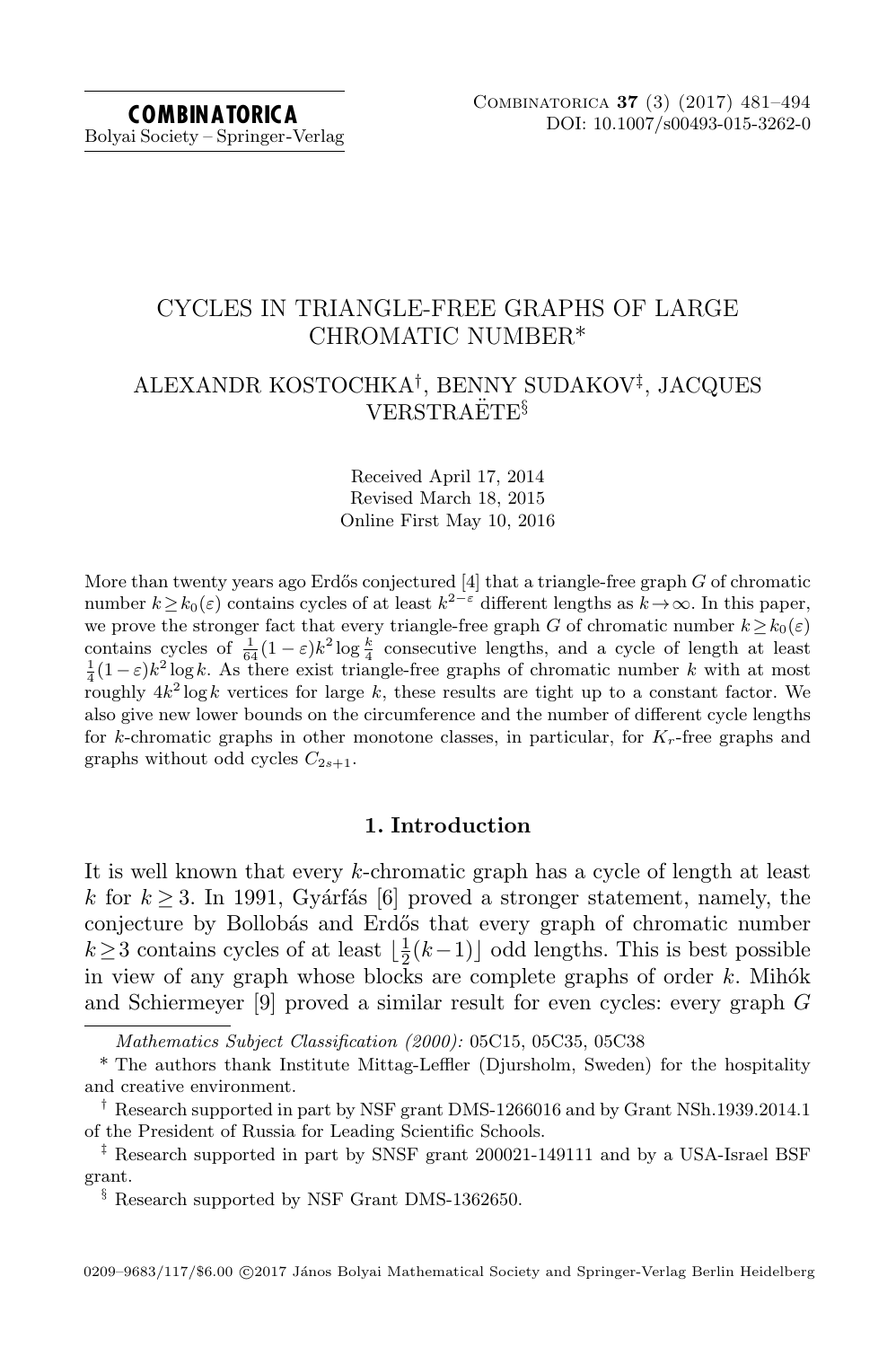# CYCLES IN TRIANGLE-FREE GRAPHS OF LARGE CHROMATIC NUMBER*

ALEXANDR KOSTOCHKA[†], BENNY SUDAKOV[‡], JACQUES VERSTRAËTE[§]

Received April 17, 2014
Revised March 18, 2015
Online First May 10, 2016

More than twenty years ago Erdős conjectured [4] that a triangle-free graph $G$ of chromatic number $k \geq k_0(\varepsilon)$ contains cycles of at least $k^{2-\varepsilon}$ different lengths as $k \to \infty$. In this paper, we prove the stronger fact that every triangle-free graph $G$ of chromatic number $k \geq k_0(\varepsilon)$ contains cycles of $\frac{1}{64}(1-\varepsilon)k^2 \log \frac{k}{4}$ consecutive lengths, and a cycle of length at least $\frac{1}{4}(1-\varepsilon)k^2 \log k$. As there exist triangle-free graphs of chromatic number $k$ with at most roughly $4k^2 \log k$ vertices for large $k$, these results are tight up to a constant factor. We also give new lower bounds on the circumference and the number of different cycle lengths for $k$-chromatic graphs in other monotone classes, in particular, for $K_r$-free graphs and graphs without odd cycles $C_{2s+1}$.

## 1. Introduction

It is well known that every $k$-chromatic graph has a cycle of length at least $k$ for $k \geq 3$. In 1991, Gyárfás [6] proved a stronger statement, namely, the conjecture by Bollobás and Erdős that every graph of chromatic number $k \geq 3$ contains cycles of at least $\lfloor \frac{1}{2}(k-1) \rfloor$ odd lengths. This is best possible in view of any graph whose blocks are complete graphs of order $k$. Mihók and Schiermeyer [9] proved a similar result for even cycles: every graph $G$

*Mathematics Subject Classification (2000):* 05C15, 05C35, 05C38

\* The authors thank Institute Mittag-Leffler (Djursholm, Sweden) for the hospitality and creative environment.

[†] Research supported in part by NSF grant DMS-1266016 and by Grant NSh.1939.2014.1 of the President of Russia for Leading Scientific Schools.

[‡] Research supported in part by SNSF grant 200021-149111 and by a USA-Israel BSF grant.

[§] Research supported by NSF Grant DMS-1362650.

0209–9683/117/$6.00 ©2017 János Bolyai Mathematical Society and Springer-Verlag Berlin Heidelberg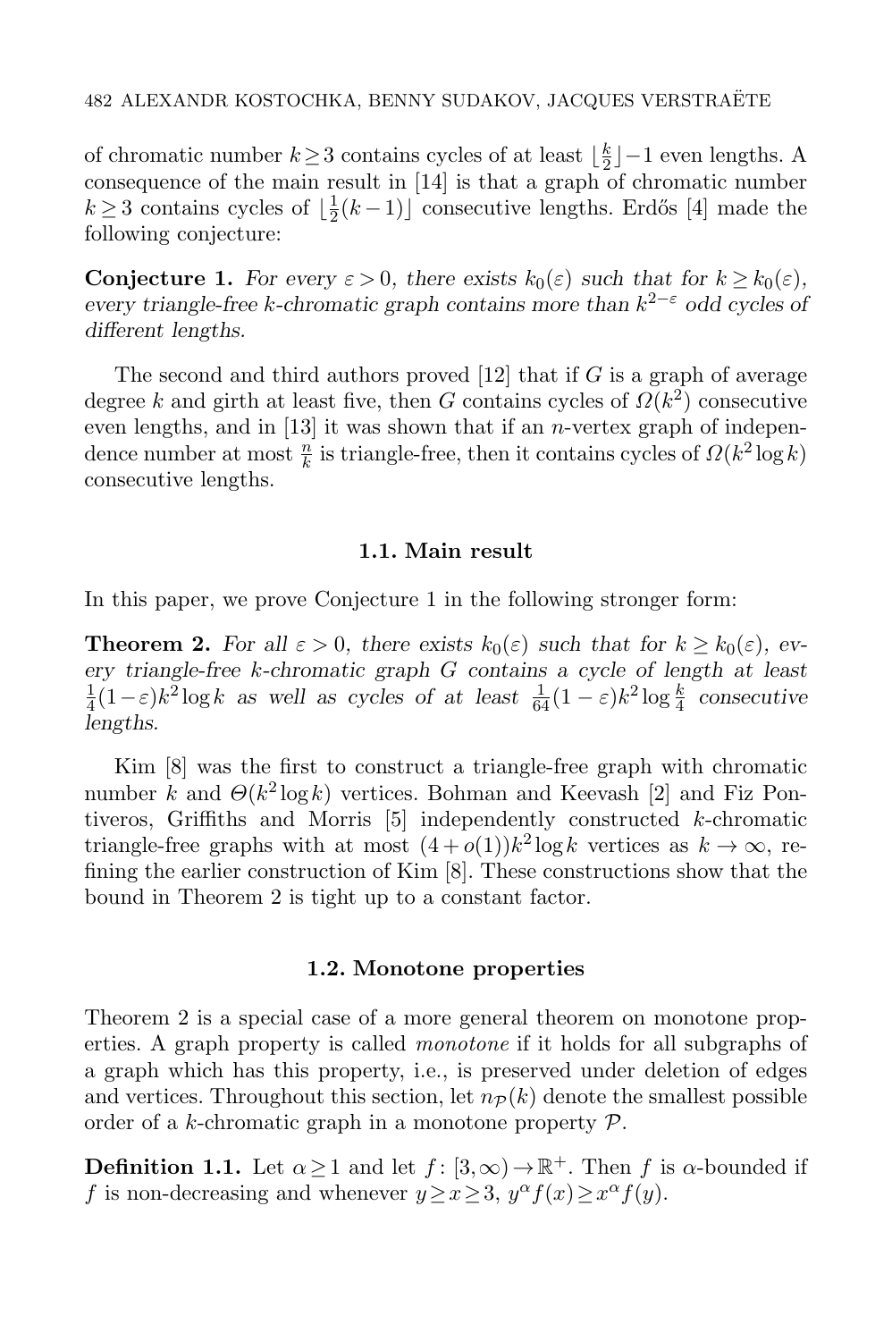of chromatic number $k \geq 3$ contains cycles of at least $\lfloor \frac{k}{2} \rfloor - 1$ even lengths. A consequence of the main result in [14] is that a graph of chromatic number $k \geq 3$ contains cycles of $\lfloor \frac{1}{2}(k-1) \rfloor$ consecutive lengths. Erdős [4] made the following conjecture:

**Conjecture 1.** *For every $\varepsilon > 0$, there exists $k_0(\varepsilon)$ such that for $k \geq k_0(\varepsilon)$, every triangle-free $k$-chromatic graph contains more than $k^{2-\varepsilon}$ odd cycles of different lengths.*

The second and third authors proved [12] that if $G$ is a graph of average degree $k$ and girth at least five, then $G$ contains cycles of $\Omega(k^2)$ consecutive even lengths, and in [13] it was shown that if an $n$-vertex graph of independence number at most $\frac{n}{k}$ is triangle-free, then it contains cycles of $\Omega(k^2 \log k)$ consecutive lengths.

### 1.1. Main result

In this paper, we prove Conjecture 1 in the following stronger form:

**Theorem 2.** *For all $\varepsilon > 0$, there exists $k_0(\varepsilon)$ such that for $k \geq k_0(\varepsilon)$, every triangle-free $k$-chromatic graph $G$ contains a cycle of length at least $\frac{1}{4}(1-\varepsilon)k^2 \log k$ as well as cycles of at least $\frac{1}{64}(1-\varepsilon)k^2 \log \frac{k}{4}$ consecutive lengths.*

Kim [8] was the first to construct a triangle-free graph with chromatic number $k$ and $\Theta(k^2 \log k)$ vertices. Bohman and Keevash [2] and Fiz Pontiveros, Griffiths and Morris [5] independently constructed $k$-chromatic triangle-free graphs with at most $(4+o(1))k^2 \log k$ vertices as $k \to \infty$, refining the earlier construction of Kim [8]. These constructions show that the bound in Theorem 2 is tight up to a constant factor.

### 1.2. Monotone properties

Theorem 2 is a special case of a more general theorem on monotone properties. A graph property is called *monotone* if it holds for all subgraphs of a graph which has this property, i.e., is preserved under deletion of edges and vertices. Throughout this section, let $n_{\mathcal{P}}(k)$ denote the smallest possible order of a $k$-chromatic graph in a monotone property $\mathcal{P}$.

**Definition 1.1.** Let $\alpha \geq 1$ and let $f\colon [3,\infty) \to \mathbb{R}^+$. Then $f$ is $\alpha$-bounded if $f$ is non-decreasing and whenever $y \geq x \geq 3$, $y^\alpha f(x) \geq x^\alpha f(y)$.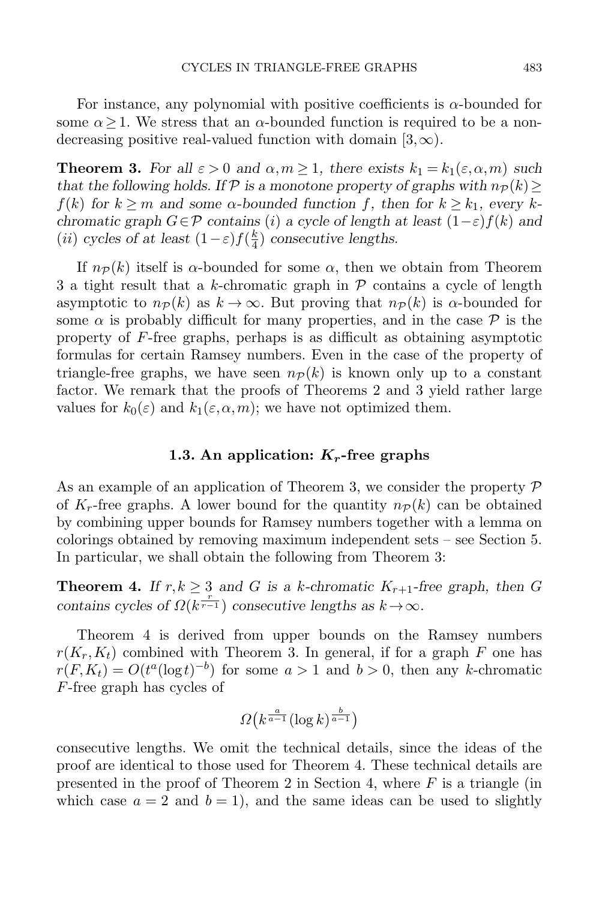For instance, any polynomial with positive coefficients is $\alpha$-bounded for some $\alpha \geq 1$. We stress that an $\alpha$-bounded function is required to be a non-decreasing positive real-valued function with domain $[3,\infty)$.

**Theorem 3.** *For all $\varepsilon > 0$ and $\alpha, m \geq 1$, there exists $k_1 = k_1(\varepsilon, \alpha, m)$ such that the following holds. If $\mathcal{P}$ is a monotone property of graphs with $n_{\mathcal{P}}(k) \geq f(k)$ for $k \geq m$ and some $\alpha$-bounded function $f$, then for $k \geq k_1$, every $k$-chromatic graph $G \in \mathcal{P}$ contains (i) a cycle of length at least $(1-\varepsilon)f(k)$ and (ii) cycles of at least $(1-\varepsilon)f(\frac{k}{4})$ consecutive lengths.*

If $n_{\mathcal{P}}(k)$ itself is $\alpha$-bounded for some $\alpha$, then we obtain from Theorem 3 a tight result that a $k$-chromatic graph in $\mathcal{P}$ contains a cycle of length asymptotic to $n_{\mathcal{P}}(k)$ as $k \to \infty$. But proving that $n_{\mathcal{P}}(k)$ is $\alpha$-bounded for some $\alpha$ is probably difficult for many properties, and in the case $\mathcal{P}$ is the property of $F$-free graphs, perhaps is as difficult as obtaining asymptotic formulas for certain Ramsey numbers. Even in the case of the property of triangle-free graphs, we have seen $n_{\mathcal{P}}(k)$ is known only up to a constant factor. We remark that the proofs of Theorems 2 and 3 yield rather large values for $k_0(\varepsilon)$ and $k_1(\varepsilon, \alpha, m)$; we have not optimized them.

### 1.3. An application: $K_r$-free graphs

As an example of an application of Theorem 3, we consider the property $\mathcal{P}$ of $K_r$-free graphs. A lower bound for the quantity $n_{\mathcal{P}}(k)$ can be obtained by combining upper bounds for Ramsey numbers together with a lemma on colorings obtained by removing maximum independent sets – see Section 5. In particular, we shall obtain the following from Theorem 3:

**Theorem 4.** *If $r, k \geq 3$ and $G$ is a $k$-chromatic $K_{r+1}$-free graph, then $G$ contains cycles of $\Omega(k^{\frac{r}{r-1}})$ consecutive lengths as $k \to \infty$.*

Theorem 4 is derived from upper bounds on the Ramsey numbers $r(K_r, K_t)$ combined with Theorem 3. In general, if for a graph $F$ one has $r(F, K_t) = O(t^a (\log t)^{-b})$ for some $a > 1$ and $b > 0$, then any $k$-chromatic $F$-free graph has cycles of

$$\Omega\big(k^{\frac{a}{a-1}} (\log k)^{\frac{b}{a-1}}\big)$$

consecutive lengths. We omit the technical details, since the ideas of the proof are identical to those used for Theorem 4. These technical details are presented in the proof of Theorem 2 in Section 4, where $F$ is a triangle (in which case $a = 2$ and $b = 1$), and the same ideas can be used to slightly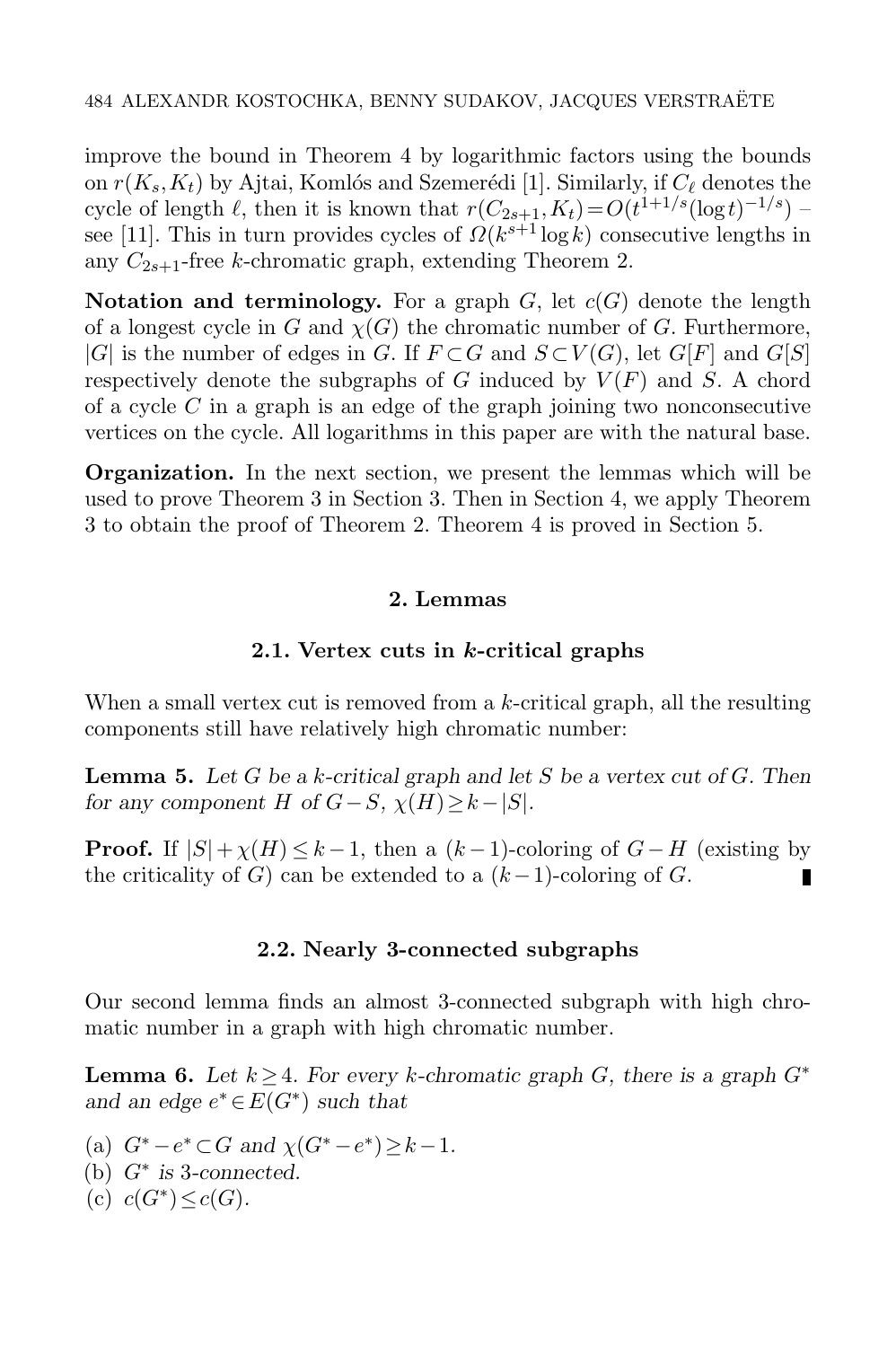improve the bound in Theorem 4 by logarithmic factors using the bounds on $r(K_s, K_t)$ by Ajtai, Komlós and Szemerédi [1]. Similarly, if $C_\ell$ denotes the cycle of length $\ell$, then it is known that $r(C_{2s+1}, K_t) = O(t^{1+1/s}(\log t)^{-1/s})$ – see [11]. This in turn provides cycles of $\Omega(k^{s+1} \log k)$ consecutive lengths in any $C_{2s+1}$-free $k$-chromatic graph, extending Theorem 2.

**Notation and terminology.** For a graph $G$, let $c(G)$ denote the length of a longest cycle in $G$ and $\chi(G)$ the chromatic number of $G$. Furthermore, $|G|$ is the number of edges in $G$. If $F \subset G$ and $S \subset V(G)$, let $G[F]$ and $G[S]$ respectively denote the subgraphs of $G$ induced by $V(F)$ and $S$. A chord of a cycle $C$ in a graph is an edge of the graph joining two nonconsecutive vertices on the cycle. All logarithms in this paper are with the natural base.

**Organization.** In the next section, we present the lemmas which will be used to prove Theorem 3 in Section 3. Then in Section 4, we apply Theorem 3 to obtain the proof of Theorem 2. Theorem 4 is proved in Section 5.

## 2. Lemmas

### 2.1. Vertex cuts in $k$-critical graphs

When a small vertex cut is removed from a $k$-critical graph, all the resulting components still have relatively high chromatic number:

**Lemma 5.** *Let $G$ be a $k$-critical graph and let $S$ be a vertex cut of $G$. Then for any component $H$ of $G - S$, $\chi(H) \geq k - |S|$.*

**Proof.** If $|S| + \chi(H) \leq k - 1$, then a $(k-1)$-coloring of $G - H$ (existing by the criticality of $G$) can be extended to a $(k-1)$-coloring of $G$. ∎

### 2.2. Nearly 3-connected subgraphs

Our second lemma finds an almost 3-connected subgraph with high chromatic number in a graph with high chromatic number.

**Lemma 6.** *Let $k \geq 4$. For every $k$-chromatic graph $G$, there is a graph $G^*$ and an edge $e^* \in E(G^*)$ such that*

(a) $G^* - e^* \subset G$ *and* $\chi(G^* - e^*) \geq k - 1$.
(b) $G^*$ *is 3-connected.*
(c) $c(G^*) \leq c(G)$.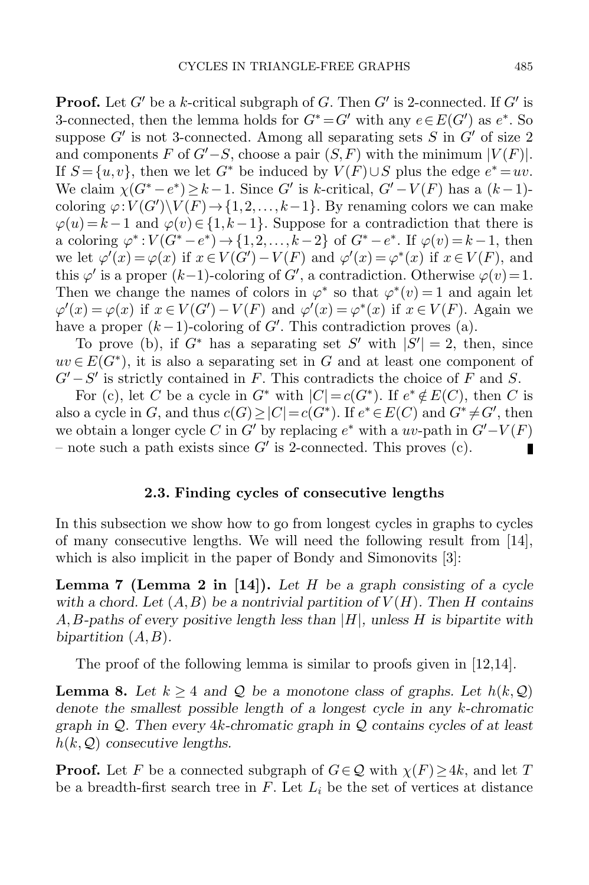**Proof.** Let $G'$ be a $k$-critical subgraph of $G$. Then $G'$ is 2-connected. If $G'$ is 3-connected, then the lemma holds for $G^* = G'$ with any $e \in E(G')$ as $e^*$. So suppose $G'$ is not 3-connected. Among all separating sets $S$ in $G'$ of size 2 and components $F$ of $G' - S$, choose a pair $(S, F)$ with the minimum $|V(F)|$. If $S = \{u, v\}$, then we let $G^*$ be induced by $V(F) \cup S$ plus the edge $e^* = uv$. We claim $\chi(G^* - e^*) \geq k - 1$. Since $G'$ is $k$-critical, $G' - V(F)$ has a $(k-1)$-coloring $\varphi : V(G') \setminus V(F) \to \{1, 2, \ldots, k-1\}$. By renaming colors we can make $\varphi(u) = k-1$ and $\varphi(v) \in \{1, k-1\}$. Suppose for a contradiction that there is a coloring $\varphi^* : V(G^* - e^*) \to \{1, 2, \ldots, k-2\}$ of $G^* - e^*$. If $\varphi(v) = k-1$, then we let $\varphi'(x) = \varphi(x)$ if $x \in V(G') - V(F)$ and $\varphi'(x) = \varphi^*(x)$ if $x \in V(F)$, and this $\varphi'$ is a proper $(k-1)$-coloring of $G'$, a contradiction. Otherwise $\varphi(v) = 1$. Then we change the names of colors in $\varphi^*$ so that $\varphi^*(v) = 1$ and again let $\varphi'(x) = \varphi(x)$ if $x \in V(G') - V(F)$ and $\varphi'(x) = \varphi^*(x)$ if $x \in V(F)$. Again we have a proper $(k-1)$-coloring of $G'$. This contradiction proves (a).

To prove (b), if $G^*$ has a separating set $S'$ with $|S'| = 2$, then, since $uv \in E(G^*)$, it is also a separating set in $G$ and at least one component of $G' - S'$ is strictly contained in $F$. This contradicts the choice of $F$ and $S$.

For (c), let $C$ be a cycle in $G^*$ with $|C| = c(G^*)$. If $e^* \notin E(C)$, then $C$ is also a cycle in $G$, and thus $c(G) \geq |C| = c(G^*)$. If $e^* \in E(C)$ and $G^* \neq G'$, then we obtain a longer cycle $C$ in $G'$ by replacing $e^*$ with a $uv$-path in $G' - V(F)$ – note such a path exists since $G'$ is 2-connected. This proves (c). ∎

### 2.3. Finding cycles of consecutive lengths

In this subsection we show how to go from longest cycles in graphs to cycles of many consecutive lengths. We will need the following result from [14], which is also implicit in the paper of Bondy and Simonovits [3]:

**Lemma 7 (Lemma 2 in [14]).** *Let $H$ be a graph consisting of a cycle with a chord. Let $(A, B)$ be a nontrivial partition of $V(H)$. Then $H$ contains $A, B$-paths of every positive length less than $|H|$, unless $H$ is bipartite with bipartition $(A, B)$.*

The proof of the following lemma is similar to proofs given in [12,14].

**Lemma 8.** *Let $k \geq 4$ and $\mathcal{Q}$ be a monotone class of graphs. Let $h(k, \mathcal{Q})$ denote the smallest possible length of a longest cycle in any $k$-chromatic graph in $\mathcal{Q}$. Then every $4k$-chromatic graph in $\mathcal{Q}$ contains cycles of at least $h(k, \mathcal{Q})$ consecutive lengths.*

**Proof.** Let $F$ be a connected subgraph of $G \in \mathcal{Q}$ with $\chi(F) \geq 4k$, and let $T$ be a breadth-first search tree in $F$. Let $L_i$ be the set of vertices at distance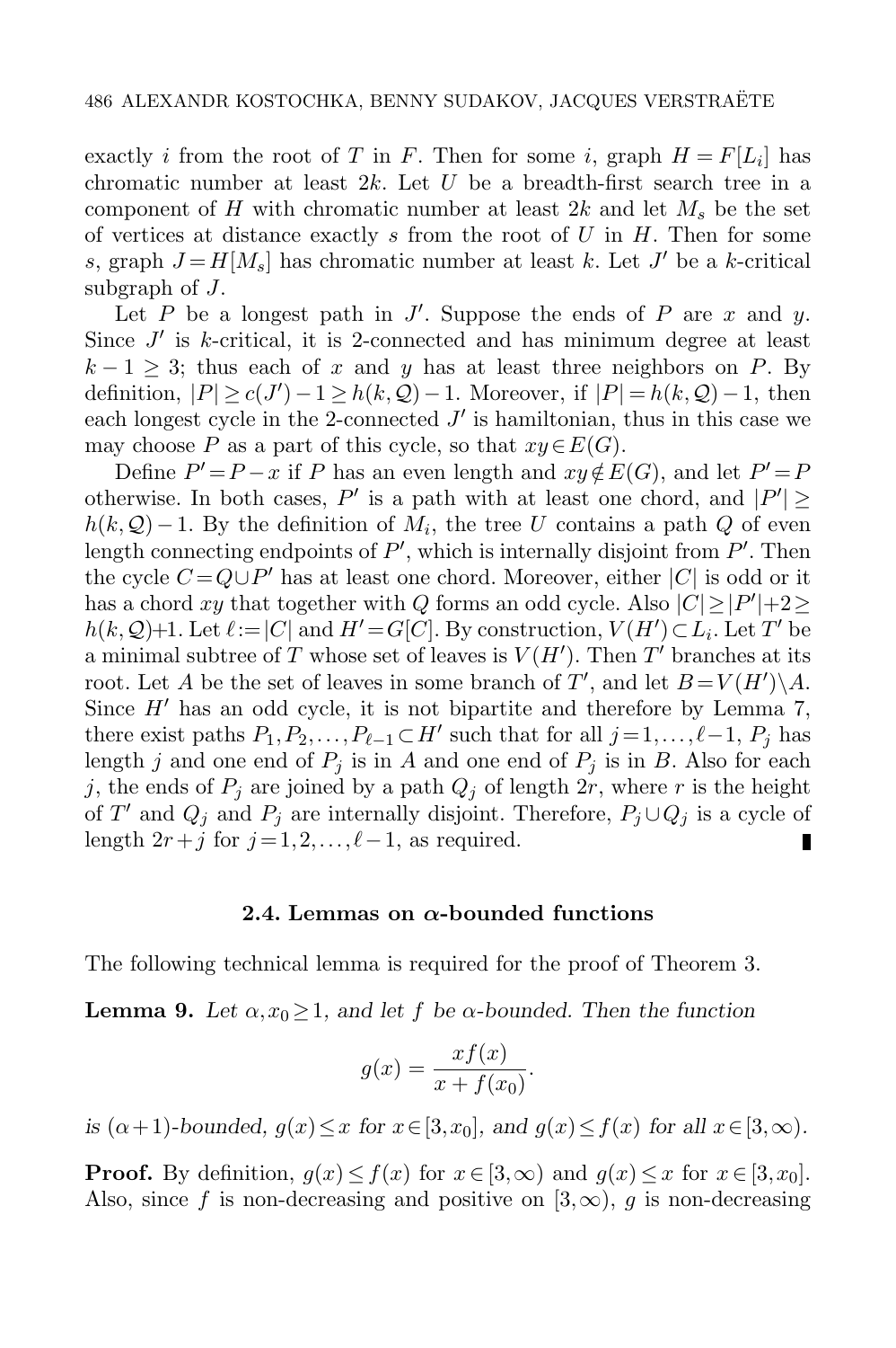exactly $i$ from the root of $T$ in $F$. Then for some $i$, graph $H = F[L_i]$ has chromatic number at least $2k$. Let $U$ be a breadth-first search tree in a component of $H$ with chromatic number at least $2k$ and let $M_s$ be the set of vertices at distance exactly $s$ from the root of $U$ in $H$. Then for some $s$, graph $J = H[M_s]$ has chromatic number at least $k$. Let $J'$ be a $k$-critical subgraph of $J$.

Let $P$ be a longest path in $J'$. Suppose the ends of $P$ are $x$ and $y$. Since $J'$ is $k$-critical, it is 2-connected and has minimum degree at least $k-1 \geq 3$; thus each of $x$ and $y$ has at least three neighbors on $P$. By definition, $|P| \geq c(J') - 1 \geq h(k, \mathcal{Q}) - 1$. Moreover, if $|P| = h(k, \mathcal{Q}) - 1$, then each longest cycle in the 2-connected $J'$ is hamiltonian, thus in this case we may choose $P$ as a part of this cycle, so that $xy \in E(G)$.

Define $P' = P - x$ if $P$ has an even length and $xy \notin E(G)$, and let $P' = P$ otherwise. In both cases, $P'$ is a path with at least one chord, and $|P'| \geq h(k, \mathcal{Q}) - 1$. By the definition of $M_i$, the tree $U$ contains a path $Q$ of even length connecting endpoints of $P'$, which is internally disjoint from $P'$. Then the cycle $C = Q \cup P'$ has at least one chord. Moreover, either $|C|$ is odd or it has a chord $xy$ that together with $Q$ forms an odd cycle. Also $|C| \geq |P'| + 2 \geq h(k, \mathcal{Q}) + 1$. Let $\ell := |C|$ and $H' = G[C]$. By construction, $V(H') \subset L_i$. Let $T'$ be a minimal subtree of $T$ whose set of leaves is $V(H')$. Then $T'$ branches at its root. Let $A$ be the set of leaves in some branch of $T'$, and let $B = V(H') \setminus A$. Since $H'$ has an odd cycle, it is not bipartite and therefore by Lemma 7, there exist paths $P_1, P_2, \ldots, P_{\ell-1} \subset H'$ such that for all $j = 1, \ldots, \ell - 1$, $P_j$ has length $j$ and one end of $P_j$ is in $A$ and one end of $P_j$ is in $B$. Also for each $j$, the ends of $P_j$ are joined by a path $Q_j$ of length $2r$, where $r$ is the height of $T'$ and $Q_j$ and $P_j$ are internally disjoint. Therefore, $P_j \cup Q_j$ is a cycle of length $2r + j$ for $j = 1, 2, \ldots, \ell - 1$, as required. ∎

### 2.4. Lemmas on $\alpha$-bounded functions

The following technical lemma is required for the proof of Theorem 3.

**Lemma 9.** *Let $\alpha, x_0 \geq 1$, and let $f$ be $\alpha$-bounded. Then the function*

$$g(x) = \frac{xf(x)}{x + f(x_0)}.$$

*is $(\alpha + 1)$-bounded, $g(x) \leq x$ for $x \in [3, x_0]$, and $g(x) \leq f(x)$ for all $x \in [3, \infty)$.*

**Proof.** By definition, $g(x) \leq f(x)$ for $x \in [3, \infty)$ and $g(x) \leq x$ for $x \in [3, x_0]$. Also, since $f$ is non-decreasing and positive on $[3, \infty)$, $g$ is non-decreasing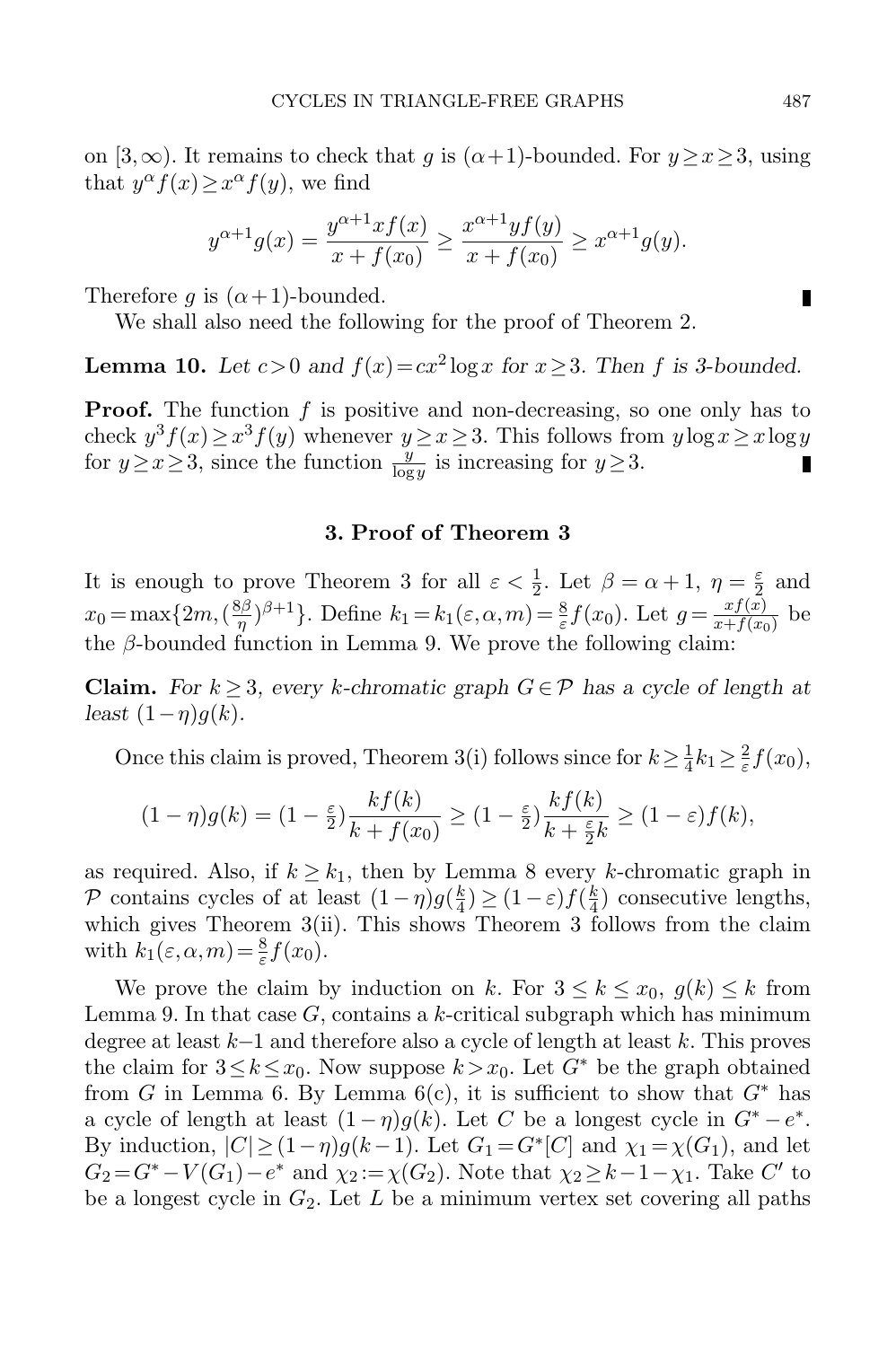on $[3,\infty)$. It remains to check that $g$ is $(\alpha+1)$-bounded. For $y \ge x \ge 3$, using that $y^{\alpha} f(x) \ge x^{\alpha} f(y)$, we find

$$y^{\alpha+1} g(x) = \frac{y^{\alpha+1} x f(x)}{x + f(x_0)} \ge \frac{x^{\alpha+1} y f(y)}{x + f(x_0)} \ge x^{\alpha+1} g(y).$$

Therefore $g$ is $(\alpha+1)$-bounded. ∎

We shall also need the following for the proof of Theorem 2.

**Lemma 10.** *Let $c > 0$ and $f(x) = cx^2 \log x$ for $x \ge 3$. Then $f$ is 3-bounded.*

**Proof.** The function $f$ is positive and non-decreasing, so one only has to check $y^3 f(x) \ge x^3 f(y)$ whenever $y \ge x \ge 3$. This follows from $y \log x \ge x \log y$ for $y \ge x \ge 3$, since the function $\frac{y}{\log y}$ is increasing for $y \ge 3$. ∎

## 3. Proof of Theorem 3

It is enough to prove Theorem 3 for all $\varepsilon < \frac{1}{2}$. Let $\beta = \alpha + 1$, $\eta = \frac{\varepsilon}{2}$ and $x_0 = \max\{2m, (\frac{8\beta}{\eta})^{\beta+1}\}$. Define $k_1 = k_1(\varepsilon, \alpha, m) = \frac{8}{\varepsilon} f(x_0)$. Let $g = \frac{xf(x)}{x+f(x_0)}$ be the $\beta$-bounded function in Lemma 9. We prove the following claim:

**Claim.** *For $k \ge 3$, every $k$-chromatic graph $G \in \mathcal{P}$ has a cycle of length at least $(1-\eta)g(k)$.*

Once this claim is proved, Theorem 3(i) follows since for $k \ge \frac{1}{4}k_1 \ge \frac{2}{\varepsilon} f(x_0)$,

$$(1-\eta)g(k) = (1 - \tfrac{\varepsilon}{2}) \frac{kf(k)}{k + f(x_0)} \ge (1 - \tfrac{\varepsilon}{2}) \frac{kf(k)}{k + \frac{\varepsilon}{2}k} \ge (1-\varepsilon) f(k),$$

as required. Also, if $k \ge k_1$, then by Lemma 8 every $k$-chromatic graph in $\mathcal{P}$ contains cycles of at least $(1-\eta)g(\frac{k}{4}) \ge (1-\varepsilon) f(\frac{k}{4})$ consecutive lengths, which gives Theorem 3(ii). This shows Theorem 3 follows from the claim with $k_1(\varepsilon, \alpha, m) = \frac{8}{\varepsilon} f(x_0)$.

We prove the claim by induction on $k$. For $3 \le k \le x_0$, $g(k) \le k$ from Lemma 9. In that case $G$, contains a $k$-critical subgraph which has minimum degree at least $k-1$ and therefore also a cycle of length at least $k$. This proves the claim for $3 \le k \le x_0$. Now suppose $k > x_0$. Let $G^*$ be the graph obtained from $G$ in Lemma 6. By Lemma 6(c), it is sufficient to show that $G^*$ has a cycle of length at least $(1-\eta)g(k)$. Let $C$ be a longest cycle in $G^* - e^*$. By induction, $|C| \ge (1-\eta)g(k-1)$. Let $G_1 = G^*[C]$ and $\chi_1 = \chi(G_1)$, and let $G_2 = G^* - V(G_1) - e^*$ and $\chi_2 := \chi(G_2)$. Note that $\chi_2 \ge k - 1 - \chi_1$. Take $C'$ to be a longest cycle in $G_2$. Let $L$ be a minimum vertex set covering all paths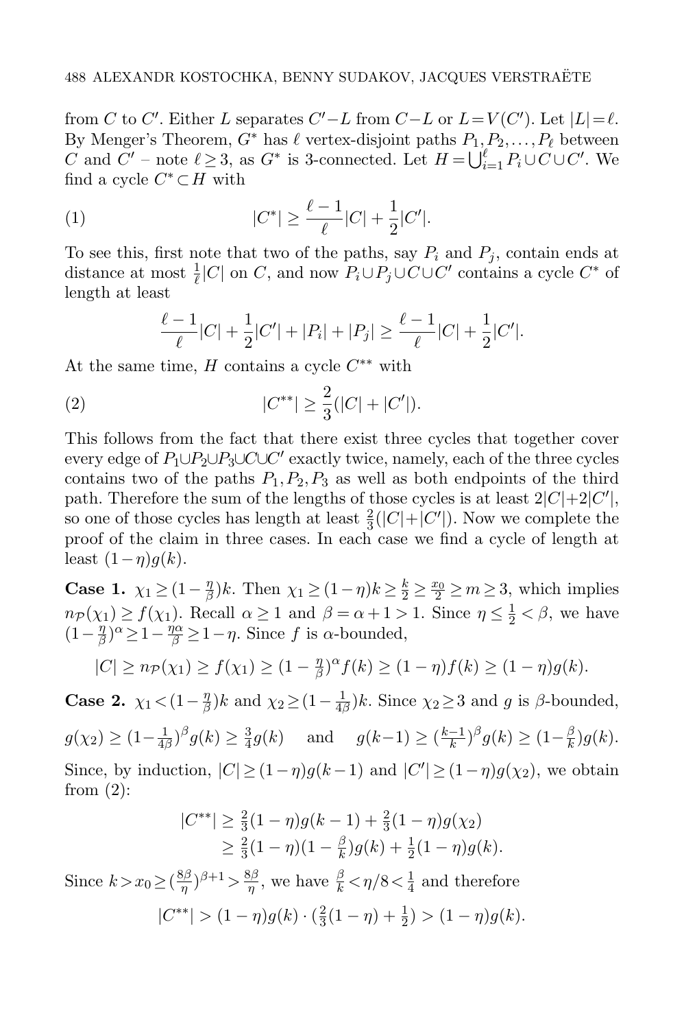from $C$ to $C'$. Either $L$ separates $C'-L$ from $C-L$ or $L=V(C')$. Let $|L|=\ell$. By Menger's Theorem, $G^*$ has $\ell$ vertex-disjoint paths $P_1, P_2, \ldots, P_\ell$ between $C$ and $C'$ – note $\ell \geq 3$, as $G^*$ is 3-connected. Let $H=\bigcup_{i=1}^{\ell} P_i \cup C \cup C'$. We find a cycle $C^* \subset H$ with

$$|C^*| \geq \frac{\ell-1}{\ell}|C| + \frac{1}{2}|C'|. \tag{1}$$

To see this, first note that two of the paths, say $P_i$ and $P_j$, contain ends at distance at most $\frac{1}{\ell}|C|$ on $C$, and now $P_i \cup P_j \cup C \cup C'$ contains a cycle $C^*$ of length at least

$$\frac{\ell-1}{\ell}|C| + \frac{1}{2}|C'| + |P_i| + |P_j| \geq \frac{\ell-1}{\ell}|C| + \frac{1}{2}|C'|.$$

At the same time, $H$ contains a cycle $C^{**}$ with

$$|C^{**}| \geq \frac{2}{3}(|C| + |C'|). \tag{2}$$

This follows from the fact that there exist three cycles that together cover every edge of $P_1 \cup P_2 \cup P_3 \cup C \cup C'$ exactly twice, namely, each of the three cycles contains two of the paths $P_1, P_2, P_3$ as well as both endpoints of the third path. Therefore the sum of the lengths of those cycles is at least $2|C|+2|C'|$, so one of those cycles has length at least $\frac{2}{3}(|C|+|C'|)$. Now we complete the proof of the claim in three cases. In each case we find a cycle of length at least $(1-\eta)g(k)$.

**Case 1.** $\chi_1 \geq (1-\frac{\eta}{\beta})k$. Then $\chi_1 \geq (1-\eta)k \geq \frac{k}{2} \geq \frac{x_0}{2} \geq m \geq 3$, which implies $n_{\mathcal{P}}(\chi_1) \geq f(\chi_1)$. Recall $\alpha \geq 1$ and $\beta = \alpha+1 > 1$. Since $\eta \leq \frac{1}{2} < \beta$, we have $(1-\frac{\eta}{\beta})^\alpha \geq 1 - \frac{\eta\alpha}{\beta} \geq 1-\eta$. Since $f$ is $\alpha$-bounded,

$$|C| \geq n_{\mathcal{P}}(\chi_1) \geq f(\chi_1) \geq (1-\tfrac{\eta}{\beta})^\alpha f(k) \geq (1-\eta)f(k) \geq (1-\eta)g(k).$$

**Case 2.** $\chi_1 < (1-\frac{\eta}{\beta})k$ and $\chi_2 \geq (1-\frac{1}{4\beta})k$. Since $\chi_2 \geq 3$ and $g$ is $\beta$-bounded,

$$g(\chi_2) \geq (1-\tfrac{1}{4\beta})^\beta g(k) \geq \tfrac{3}{4}g(k) \quad \text{ and } \quad g(k-1) \geq (\tfrac{k-1}{k})^\beta g(k) \geq (1-\tfrac{\beta}{k})g(k).$$

Since, by induction, $|C| \geq (1-\eta)g(k-1)$ and $|C'| \geq (1-\eta)g(\chi_2)$, we obtain from (2):

$$\begin{aligned}|C^{**}| &\geq \tfrac{2}{3}(1-\eta)g(k-1) + \tfrac{2}{3}(1-\eta)g(\chi_2)\\ &\geq \tfrac{2}{3}(1-\eta)(1-\tfrac{\beta}{k})g(k) + \tfrac{1}{2}(1-\eta)g(k).\end{aligned}$$

Since $k > x_0 \geq (\frac{8\beta}{\eta})^{\beta+1} > \frac{8\beta}{\eta}$, we have $\frac{\beta}{k} < \eta/8 < \frac{1}{4}$ and therefore

$$|C^{**}| > (1-\eta)g(k) \cdot (\tfrac{2}{3}(1-\eta) + \tfrac{1}{2}) > (1-\eta)g(k).$$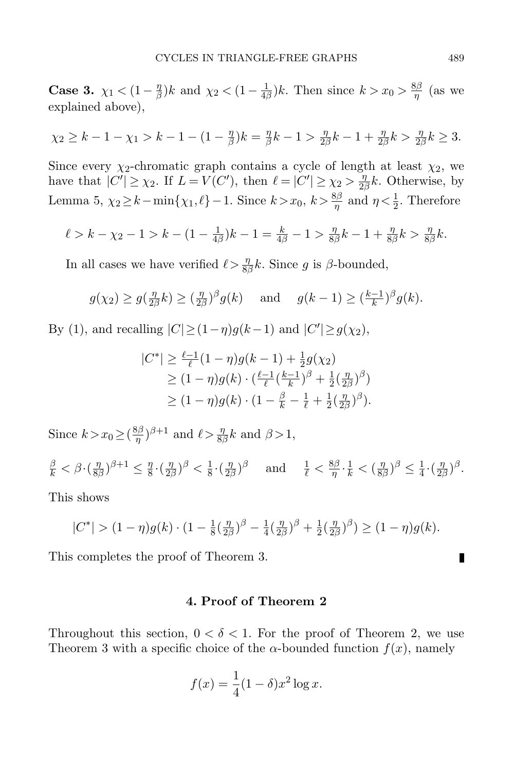**Case 3.** $\chi_1 < (1-\frac{\eta}{\beta})k$ and $\chi_2 < (1-\frac{1}{4\beta})k$. Then since $k > x_0 > \frac{8\beta}{\eta}$ (as we explained above),

$$\chi_2 \geq k-1-\chi_1 > k-1-(1-\tfrac{\eta}{\beta})k = \tfrac{\eta}{\beta}k - 1 > \tfrac{\eta}{2\beta}k - 1 + \tfrac{\eta}{2\beta}k > \tfrac{\eta}{2\beta}k \geq 3.$$

Since every $\chi_2$-chromatic graph contains a cycle of length at least $\chi_2$, we have that $|C'| \geq \chi_2$. If $L = V(C')$, then $\ell = |C'| \geq \chi_2 > \frac{\eta}{2\beta}k$. Otherwise, by Lemma 5, $\chi_2 \geq k - \min\{\chi_1, \ell\} - 1$. Since $k > x_0$, $k > \frac{8\beta}{\eta}$ and $\eta < \frac{1}{2}$. Therefore

$$\ell > k - \chi_2 - 1 > k - (1-\tfrac{1}{4\beta})k - 1 = \tfrac{k}{4\beta} - 1 > \tfrac{\eta}{8\beta}k - 1 + \tfrac{\eta}{8\beta}k > \tfrac{\eta}{8\beta}k.$$

In all cases we have verified $\ell > \frac{\eta}{8\beta}k$. Since $g$ is $\beta$-bounded,

$$g(\chi_2) \geq g(\tfrac{\eta}{2\beta}k) \geq (\tfrac{\eta}{2\beta})^\beta g(k) \quad \text{ and } \quad g(k-1) \geq (\tfrac{k-1}{k})^\beta g(k).$$

By (1), and recalling $|C| \geq (1-\eta)g(k-1)$ and $|C'| \geq g(\chi_2)$,

$$\begin{aligned}
|C^*| &\geq \tfrac{\ell-1}{\ell}(1-\eta)g(k-1) + \tfrac{1}{2}g(\chi_2) \\
&\geq (1-\eta)g(k) \cdot (\tfrac{\ell-1}{\ell}(\tfrac{k-1}{k})^\beta + \tfrac{1}{2}(\tfrac{\eta}{2\beta})^\beta) \\
&\geq (1-\eta)g(k) \cdot (1 - \tfrac{\beta}{k} - \tfrac{1}{\ell} + \tfrac{1}{2}(\tfrac{\eta}{2\beta})^\beta).
\end{aligned}$$

Since $k > x_0 \geq (\frac{8\beta}{\eta})^{\beta+1}$ and $\ell > \frac{\eta}{8\beta}k$ and $\beta > 1$,

$$\tfrac{\beta}{k} < \beta \cdot (\tfrac{\eta}{8\beta})^{\beta+1} \leq \tfrac{\eta}{8} \cdot (\tfrac{\eta}{2\beta})^\beta < \tfrac{1}{8} \cdot (\tfrac{\eta}{2\beta})^\beta \quad \text{ and } \quad \tfrac{1}{\ell} < \tfrac{8\beta}{\eta} \cdot \tfrac{1}{k} < (\tfrac{\eta}{8\beta})^\beta \leq \tfrac{1}{4} \cdot (\tfrac{\eta}{2\beta})^\beta.$$

This shows

$$|C^*| > (1-\eta)g(k) \cdot (1 - \tfrac{1}{8}(\tfrac{\eta}{2\beta})^\beta - \tfrac{1}{4}(\tfrac{\eta}{2\beta})^\beta + \tfrac{1}{2}(\tfrac{\eta}{2\beta})^\beta) \geq (1-\eta)g(k).$$

This completes the proof of Theorem 3. ∎

## 4. Proof of Theorem 2

Throughout this section, $0 < \delta < 1$. For the proof of Theorem 2, we use Theorem 3 with a specific choice of the $\alpha$-bounded function $f(x)$, namely

$$f(x) = \frac{1}{4}(1-\delta)x^2 \log x.$$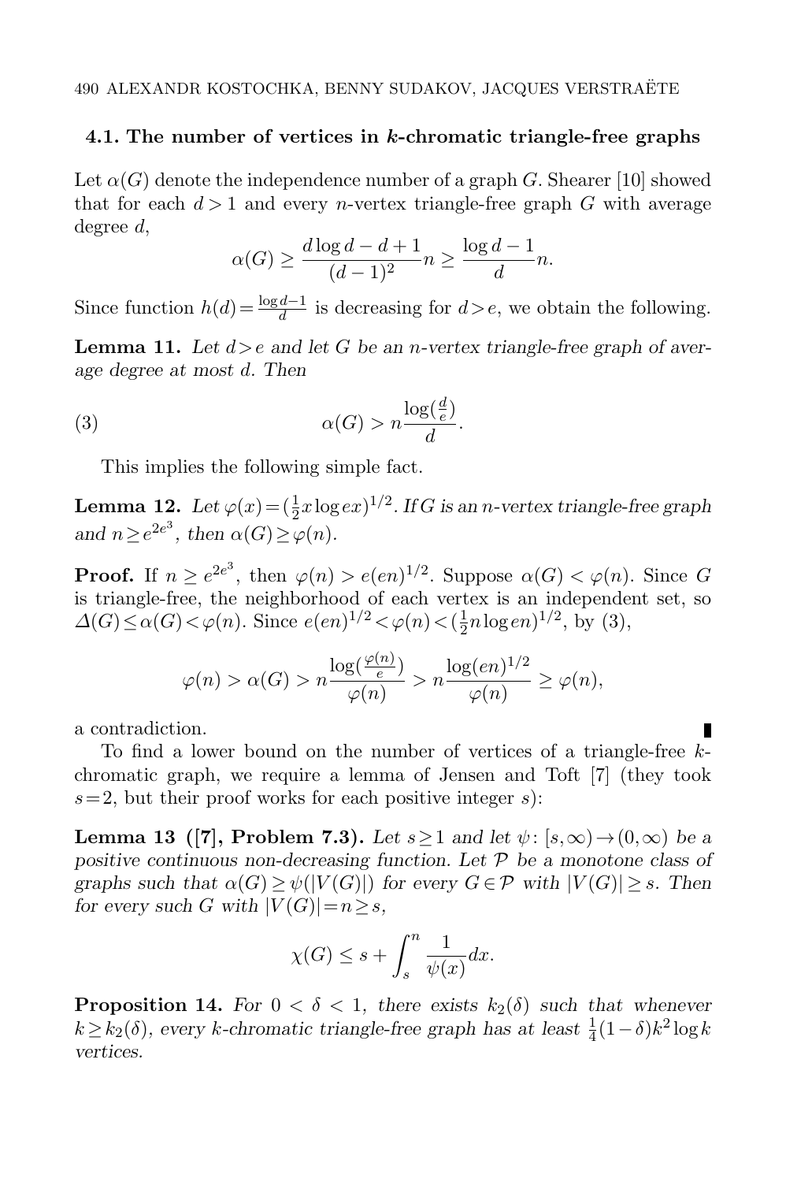### 4.1. The number of vertices in $k$-chromatic triangle-free graphs

Let $\alpha(G)$ denote the independence number of a graph $G$. Shearer [10] showed that for each $d>1$ and every $n$-vertex triangle-free graph $G$ with average degree $d$,

$$\alpha(G) \geq \frac{d\log d - d + 1}{(d-1)^2}n \geq \frac{\log d - 1}{d}n.$$

Since function $h(d) = \frac{\log d - 1}{d}$ is decreasing for $d > e$, we obtain the following.

**Lemma 11.** *Let $d > e$ and let $G$ be an $n$-vertex triangle-free graph of average degree at most $d$. Then*

$$\alpha(G) > n\frac{\log(\frac{d}{e})}{d}. \tag{3}$$

This implies the following simple fact.

**Lemma 12.** *Let $\varphi(x) = (\frac{1}{2}x\log ex)^{1/2}$. If $G$ is an $n$-vertex triangle-free graph and $n \geq e^{2e^3}$, then $\alpha(G) \geq \varphi(n)$.*

**Proof.** If $n \geq e^{2e^3}$, then $\varphi(n) > e(en)^{1/2}$. Suppose $\alpha(G) < \varphi(n)$. Since $G$ is triangle-free, the neighborhood of each vertex is an independent set, so $\Delta(G) \leq \alpha(G) < \varphi(n)$. Since $e(en)^{1/2} < \varphi(n) < (\frac{1}{2}n\log en)^{1/2}$, by (3),

$$\varphi(n) > \alpha(G) > n\frac{\log(\frac{\varphi(n)}{e})}{\varphi(n)} > n\frac{\log(en)^{1/2}}{\varphi(n)} \geq \varphi(n),$$

a contradiction. ∎

To find a lower bound on the number of vertices of a triangle-free $k$-chromatic graph, we require a lemma of Jensen and Toft [7] (they took $s=2$, but their proof works for each positive integer $s$):

**Lemma 13 ([7], Problem 7.3).** *Let $s \geq 1$ and let $\psi\colon [s,\infty) \to (0,\infty)$ be a positive continuous non-decreasing function. Let $\mathcal{P}$ be a monotone class of graphs such that $\alpha(G) \geq \psi(|V(G)|)$ for every $G \in \mathcal{P}$ with $|V(G)| \geq s$. Then for every such $G$ with $|V(G)| = n \geq s$,*

$$\chi(G) \leq s + \int_s^n \frac{1}{\psi(x)}dx.$$

**Proposition 14.** *For $0 < \delta < 1$, there exists $k_2(\delta)$ such that whenever $k \geq k_2(\delta)$, every $k$-chromatic triangle-free graph has at least $\frac{1}{4}(1-\delta)k^2\log k$ vertices.*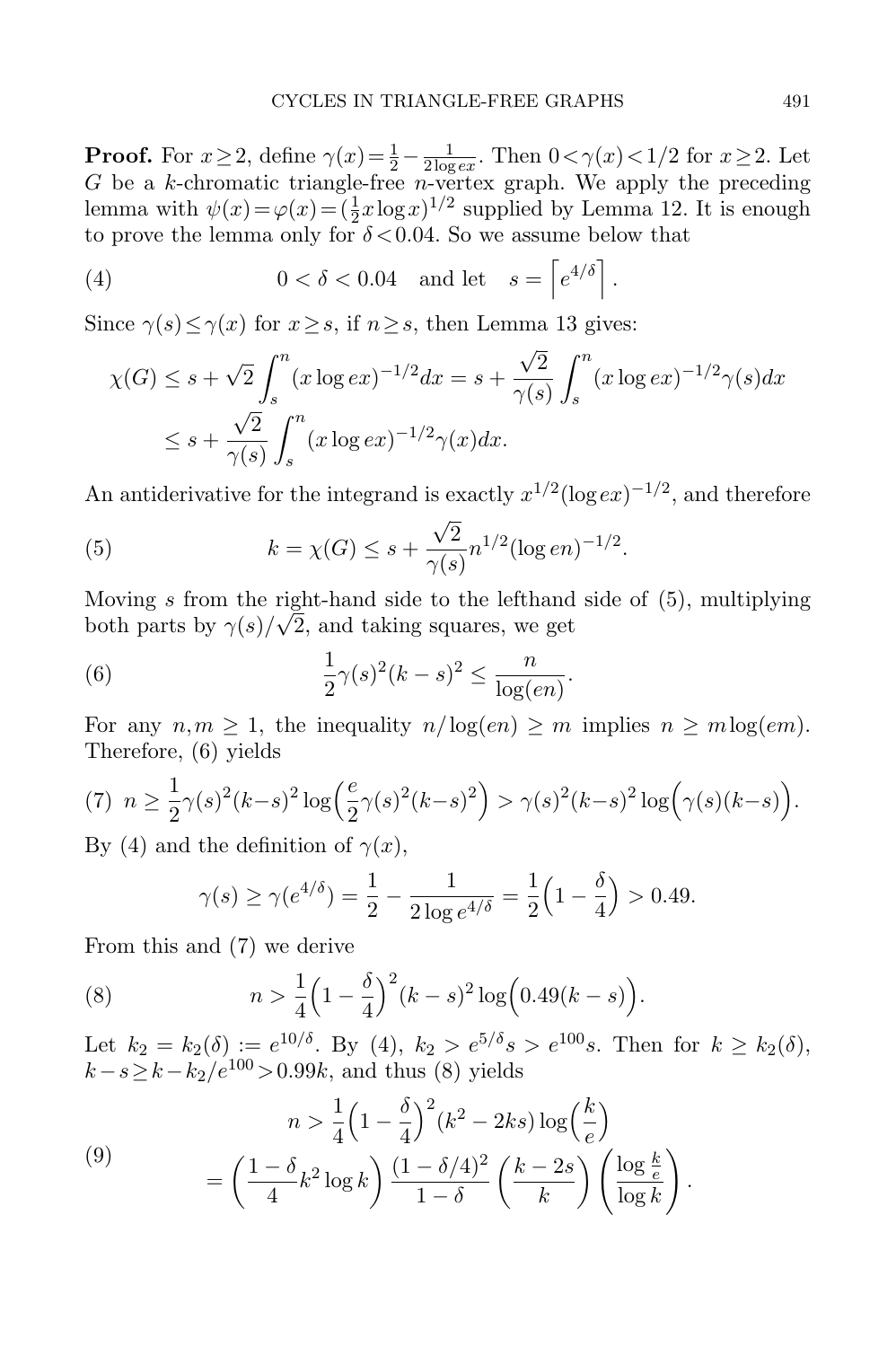**Proof.** For $x \geq 2$, define $\gamma(x) = \frac{1}{2} - \frac{1}{2\log ex}$. Then $0 < \gamma(x) < 1/2$ for $x \geq 2$. Let $G$ be a $k$-chromatic triangle-free $n$-vertex graph. We apply the preceding lemma with $\psi(x) = \varphi(x) = (\frac{1}{2}x\log x)^{1/2}$ supplied by Lemma 12. It is enough to prove the lemma only for $\delta < 0.04$. So we assume below that

$$0 < \delta < 0.04 \quad \text{and let} \quad s = \left\lceil e^{4/\delta} \right\rceil. \tag{4}$$

Since $\gamma(s) \leq \gamma(x)$ for $x \geq s$, if $n \geq s$, then Lemma 13 gives:

$$\begin{aligned}
\chi(G) &\leq s + \sqrt{2}\int_s^n (x\log ex)^{-1/2}dx = s + \frac{\sqrt{2}}{\gamma(s)}\int_s^n (x\log ex)^{-1/2}\gamma(s)dx \\
&\leq s + \frac{\sqrt{2}}{\gamma(s)}\int_s^n (x\log ex)^{-1/2}\gamma(x)dx.
\end{aligned}$$

An antiderivative for the integrand is exactly $x^{1/2}(\log ex)^{-1/2}$, and therefore

$$k = \chi(G) \leq s + \frac{\sqrt{2}}{\gamma(s)}n^{1/2}(\log en)^{-1/2}. \tag{5}$$

Moving $s$ from the right-hand side to the lefthand side of (5), multiplying both parts by $\gamma(s)/\sqrt{2}$, and taking squares, we get

$$\frac{1}{2}\gamma(s)^2(k-s)^2 \leq \frac{n}{\log(en)}. \tag{6}$$

For any $n, m \geq 1$, the inequality $n/\log(en) \geq m$ implies $n \geq m\log(em)$. Therefore, (6) yields

$$n \geq \frac{1}{2}\gamma(s)^2(k-s)^2\log\Big(\frac{e}{2}\gamma(s)^2(k-s)^2\Big) > \gamma(s)^2(k-s)^2\log\Big(\gamma(s)(k-s)\Big). \tag{7}$$

By (4) and the definition of $\gamma(x)$,

$$\gamma(s) \geq \gamma(e^{4/\delta}) = \frac{1}{2} - \frac{1}{2\log e^{4/\delta}} = \frac{1}{2}\Big(1 - \frac{\delta}{4}\Big) > 0.49.$$

From this and (7) we derive

$$n > \frac{1}{4}\Big(1 - \frac{\delta}{4}\Big)^2(k-s)^2\log\Big(0.49(k-s)\Big). \tag{8}$$

Let $k_2 = k_2(\delta) := e^{10/\delta}$. By (4), $k_2 > e^{5/\delta}s > e^{100}s$. Then for $k \geq k_2(\delta)$, $k - s \geq k - k_2/e^{100} > 0.99k$, and thus (8) yields

$$\begin{aligned}
n &> \frac{1}{4}\Big(1 - \frac{\delta}{4}\Big)^2(k^2 - 2ks)\log\Big(\frac{k}{e}\Big) \\
&= \left(\frac{1-\delta}{4}k^2\log k\right)\frac{(1-\delta/4)^2}{1-\delta}\left(\frac{k-2s}{k}\right)\left(\frac{\log\frac{k}{e}}{\log k}\right).
\end{aligned} \tag{9}$$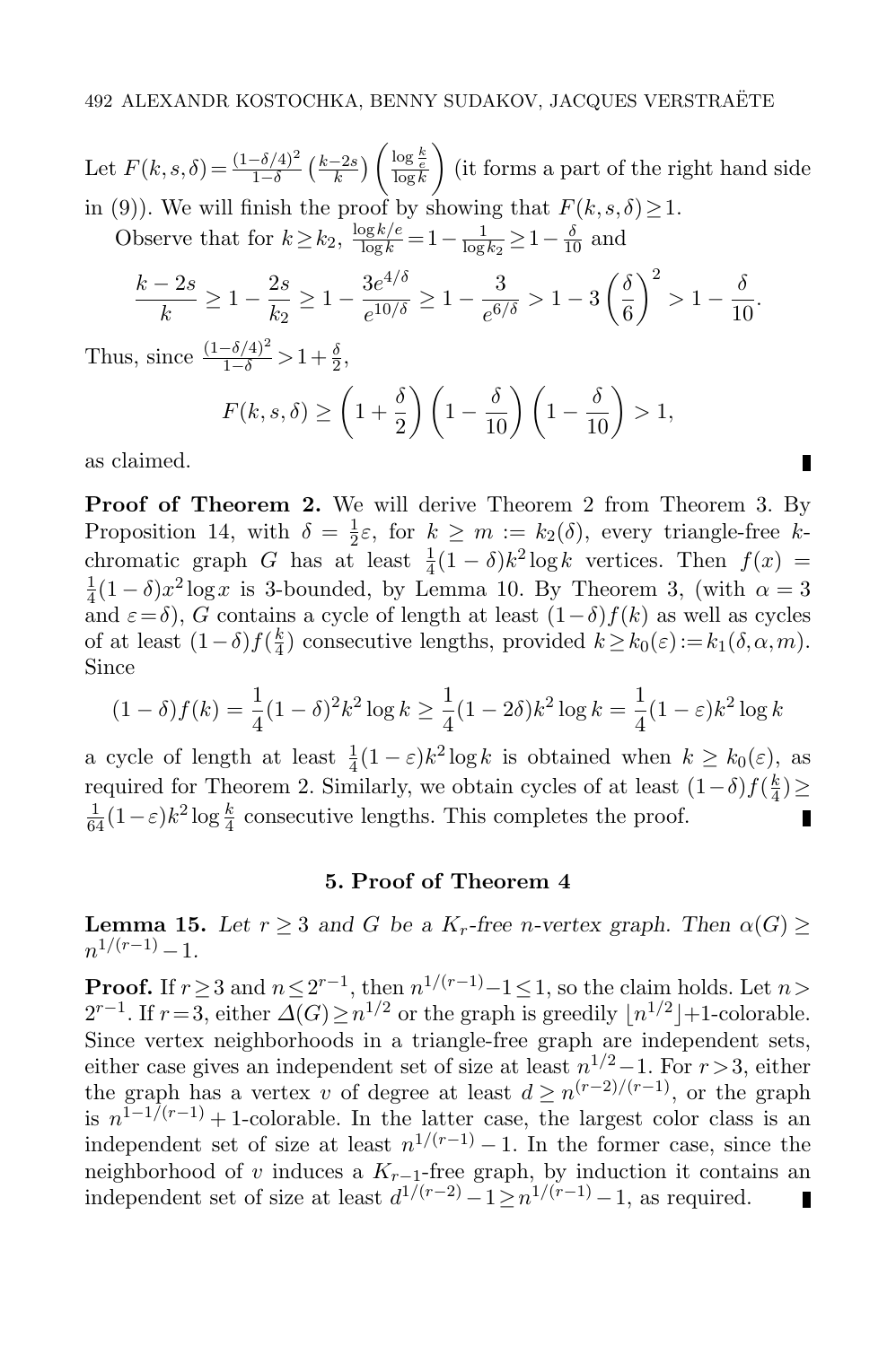Let $F(k,s,\delta)=\frac{(1-\delta/4)^2}{1-\delta}\left(\frac{k-2s}{k}\right)\left(\frac{\log\frac{k}{e}}{\log k}\right)$ (it forms a part of the right hand side in (9)). We will finish the proof by showing that $F(k,s,\delta)\geq 1$.

Observe that for $k\geq k_2$, $\frac{\log k/e}{\log k}=1-\frac{1}{\log k_2}\geq 1-\frac{\delta}{10}$ and

$$\frac{k-2s}{k}\geq 1-\frac{2s}{k_2}\geq 1-\frac{3e^{4/\delta}}{e^{10/\delta}}\geq 1-\frac{3}{e^{6/\delta}}>1-3\left(\frac{\delta}{6}\right)^2>1-\frac{\delta}{10}.$$

Thus, since $\frac{(1-\delta/4)^2}{1-\delta}>1+\frac{\delta}{2}$,

$$F(k,s,\delta)\geq\left(1+\frac{\delta}{2}\right)\left(1-\frac{\delta}{10}\right)\left(1-\frac{\delta}{10}\right)>1,$$

as claimed. ∎

**Proof of Theorem 2.** We will derive Theorem 2 from Theorem 3. By Proposition 14, with $\delta=\frac{1}{2}\varepsilon$, for $k\geq m:=k_2(\delta)$, every triangle-free $k$-chromatic graph $G$ has at least $\frac{1}{4}(1-\delta)k^2\log k$ vertices. Then $f(x)=\frac{1}{4}(1-\delta)x^2\log x$ is 3-bounded, by Lemma 10. By Theorem 3, (with $\alpha=3$ and $\varepsilon=\delta$), $G$ contains a cycle of length at least $(1-\delta)f(k)$ as well as cycles of at least $(1-\delta)f(\frac{k}{4})$ consecutive lengths, provided $k\geq k_0(\varepsilon):=k_1(\delta,\alpha,m)$. Since

$$(1-\delta)f(k)=\frac{1}{4}(1-\delta)^2k^2\log k\geq\frac{1}{4}(1-2\delta)k^2\log k=\frac{1}{4}(1-\varepsilon)k^2\log k$$

a cycle of length at least $\frac{1}{4}(1-\varepsilon)k^2\log k$ is obtained when $k\geq k_0(\varepsilon)$, as required for Theorem 2. Similarly, we obtain cycles of at least $(1-\delta)f(\frac{k}{4})\geq\frac{1}{64}(1-\varepsilon)k^2\log\frac{k}{4}$ consecutive lengths. This completes the proof. ∎

## 5. Proof of Theorem 4

**Lemma 15.** *Let $r\geq 3$ and $G$ be a $K_r$-free $n$-vertex graph. Then $\alpha(G)\geq n^{1/(r-1)}-1$.*

**Proof.** If $r\geq 3$ and $n\leq 2^{r-1}$, then $n^{1/(r-1)}-1\leq 1$, so the claim holds. Let $n>2^{r-1}$. If $r=3$, either $\Delta(G)\geq n^{1/2}$ or the graph is greedily $\lfloor n^{1/2}\rfloor+1$-colorable. Since vertex neighborhoods in a triangle-free graph are independent sets, either case gives an independent set of size at least $n^{1/2}-1$. For $r>3$, either the graph has a vertex $v$ of degree at least $d\geq n^{(r-2)/(r-1)}$, or the graph is $n^{1-1/(r-1)}+1$-colorable. In the latter case, the largest color class is an independent set of size at least $n^{1/(r-1)}-1$. In the former case, since the neighborhood of $v$ induces a $K_{r-1}$-free graph, by induction it contains an independent set of size at least $d^{1/(r-2)}-1\geq n^{1/(r-1)}-1$, as required. ∎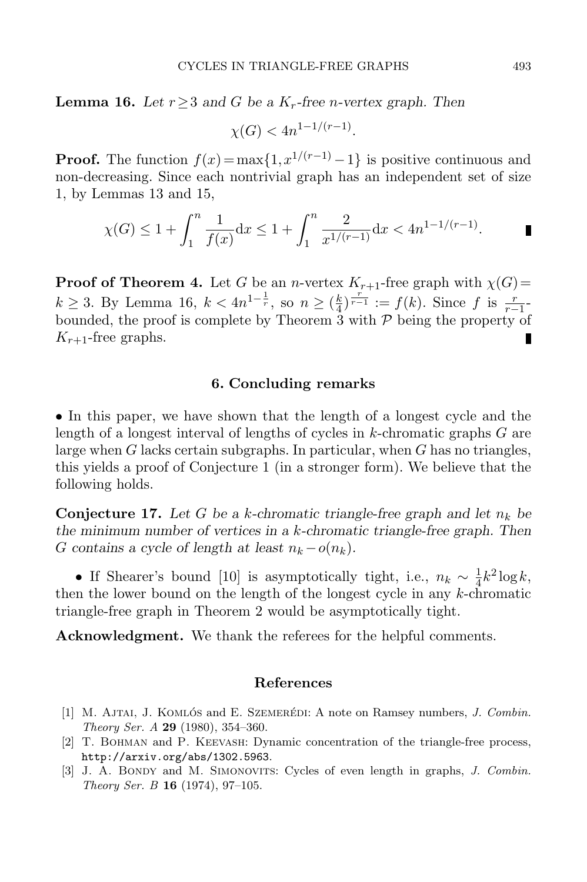**Lemma 16.** *Let $r \geq 3$ and $G$ be a $K_r$-free $n$-vertex graph. Then*

$$\chi(G) < 4n^{1-1/(r-1)}.$$

**Proof.** The function $f(x) = \max\{1, x^{1/(r-1)} - 1\}$ is positive continuous and non-decreasing. Since each nontrivial graph has an independent set of size 1, by Lemmas 13 and 15,

$$\chi(G) \leq 1 + \int_1^n \frac{1}{f(x)} \mathrm{d}x \leq 1 + \int_1^n \frac{2}{x^{1/(r-1)}} \mathrm{d}x < 4n^{1-1/(r-1)}.$$

∎

**Proof of Theorem 4.** Let $G$ be an $n$-vertex $K_{r+1}$-free graph with $\chi(G) = k \geq 3$. By Lemma 16, $k < 4n^{1-\frac{1}{r}}$, so $n \geq (\frac{k}{4})^{\frac{r}{r-1}} := f(k)$. Since $f$ is $\frac{r}{r-1}$-bounded, the proof is complete by Theorem 3 with $\mathcal{P}$ being the property of $K_{r+1}$-free graphs. ∎

## 6. Concluding remarks

• In this paper, we have shown that the length of a longest cycle and the length of a longest interval of lengths of cycles in $k$-chromatic graphs $G$ are large when $G$ lacks certain subgraphs. In particular, when $G$ has no triangles, this yields a proof of Conjecture 1 (in a stronger form). We believe that the following holds.

**Conjecture 17.** *Let $G$ be a $k$-chromatic triangle-free graph and let $n_k$ be the minimum number of vertices in a $k$-chromatic triangle-free graph. Then $G$ contains a cycle of length at least $n_k - o(n_k)$.*

• If Shearer's bound [10] is asymptotically tight, i.e., $n_k \sim \frac{1}{4}k^2 \log k$, then the lower bound on the length of the longest cycle in any $k$-chromatic triangle-free graph in Theorem 2 would be asymptotically tight.

**Acknowledgment.** We thank the referees for the helpful comments.

## References

[1] M. Ajtai, J. Komlós and E. Szemerédi: A note on Ramsey numbers, *J. Combin. Theory Ser. A* **29** (1980), 354–360.

[2] T. Bohman and P. Keevash: Dynamic concentration of the triangle-free process, http://arxiv.org/abs/1302.5963.

[3] J. A. Bondy and M. Simonovits: Cycles of even length in graphs, *J. Combin. Theory Ser. B* **16** (1974), 97–105.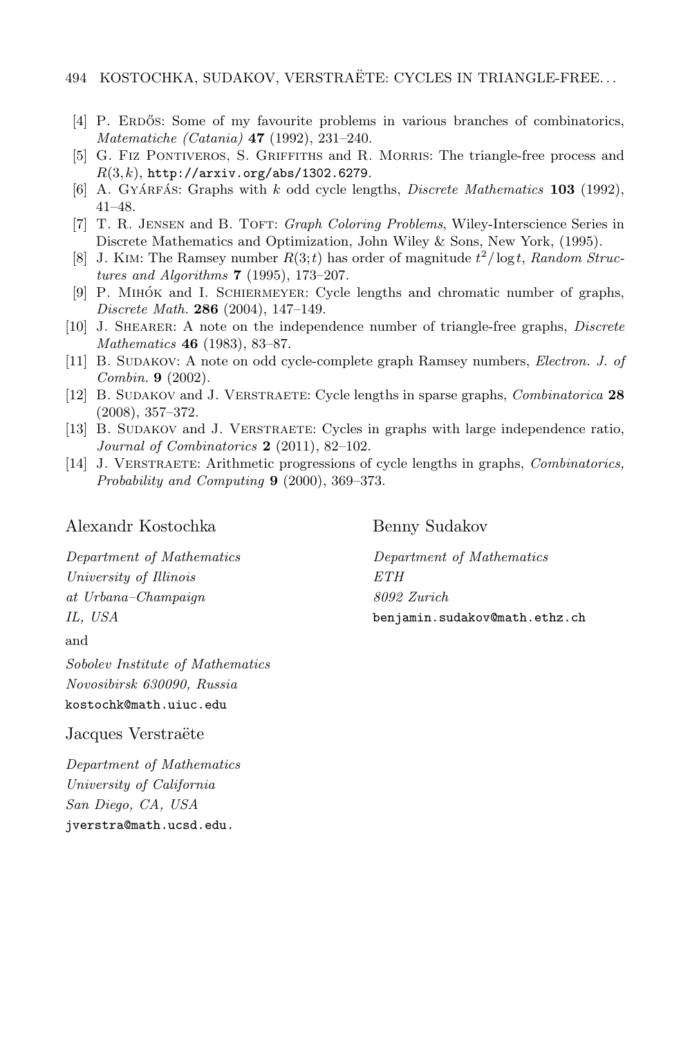[4] P. Erdős: Some of my favourite problems in various branches of combinatorics, *Matematiche (Catania)* **47** (1992), 231–240.

[5] G. Fiz Pontiveros, S. Griffiths and R. Morris: The triangle-free process and $R(3,k)$, http://arxiv.org/abs/1302.6279.

[6] A. Gyárfás: Graphs with $k$ odd cycle lengths, *Discrete Mathematics* **103** (1992), 41–48.

[7] T. R. Jensen and B. Toft: *Graph Coloring Problems*, Wiley-Interscience Series in Discrete Mathematics and Optimization, John Wiley & Sons, New York, (1995).

[8] J. Kim: The Ramsey number $R(3;t)$ has order of magnitude $t^2/\log t$, *Random Structures and Algorithms* **7** (1995), 173–207.

[9] P. Mihók and I. Schiermeyer: Cycle lengths and chromatic number of graphs, *Discrete Math.* **286** (2004), 147–149.

[10] J. Shearer: A note on the independence number of triangle-free graphs, *Discrete Mathematics* **46** (1983), 83–87.

[11] B. Sudakov: A note on odd cycle-complete graph Ramsey numbers, *Electron. J. of Combin.* **9** (2002).

[12] B. Sudakov and J. Verstraete: Cycle lengths in sparse graphs, *Combinatorica* **28** (2008), 357–372.

[13] B. Sudakov and J. Verstraete: Cycles in graphs with large independence ratio, *Journal of Combinatorics* **2** (2011), 82–102.

[14] J. Verstraete: Arithmetic progressions of cycle lengths in graphs, *Combinatorics, Probability and Computing* **9** (2000), 369–373.

Alexandr Kostochka

*Department of Mathematics*
*University of Illinois*
*at Urbana–Champaign*
*IL, USA*

and

*Sobolev Institute of Mathematics*
*Novosibirsk 630090, Russia*
kostochk@math.uiuc.edu

Benny Sudakov

*Department of Mathematics*
*ETH*
*8092 Zurich*
benjamin.sudakov@math.ethz.ch

Jacques Verstraëte

*Department of Mathematics*
*University of California*
*San Diego, CA, USA*
jverstra@math.ucsd.edu.